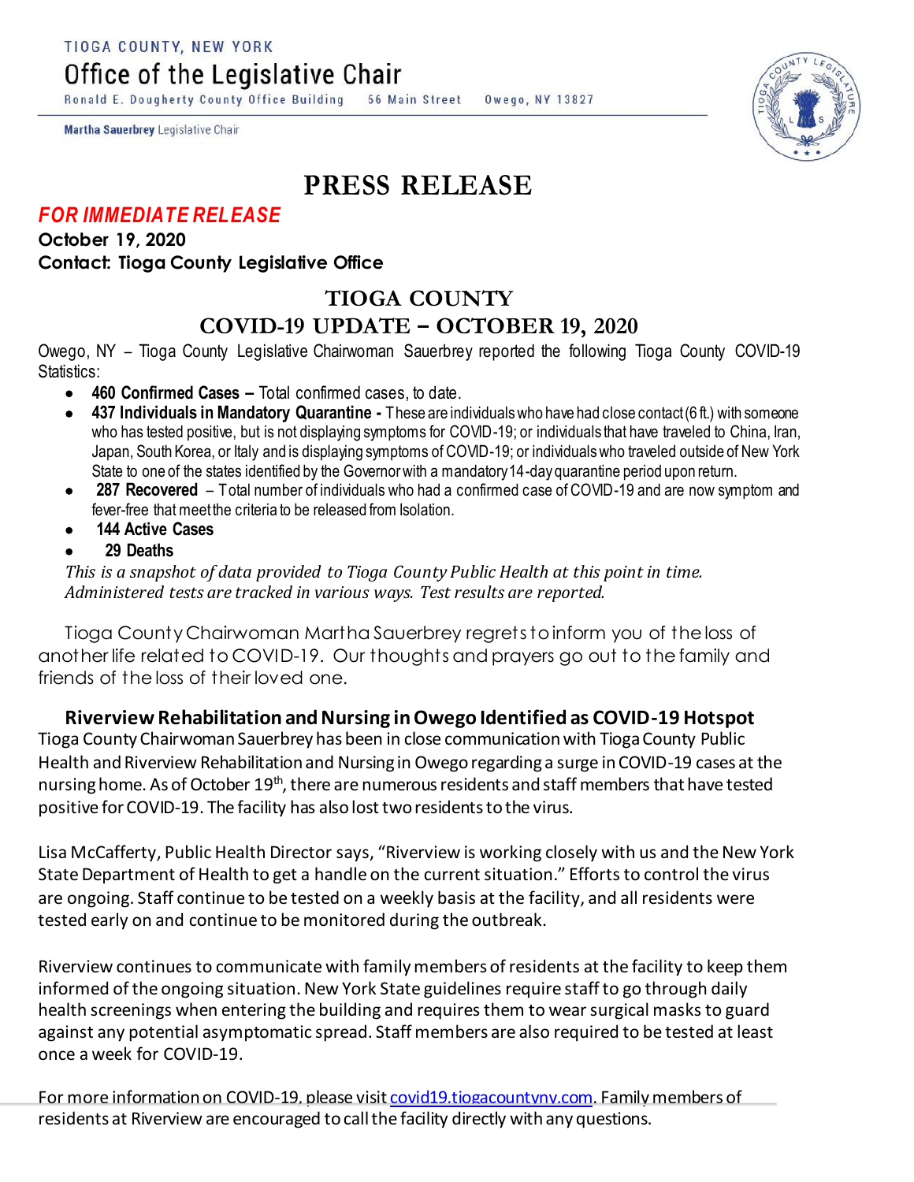TIOGA COUNTY, NEW YORK

Office of the Legislative Chair

Ronald E. Dougherty County Office Building 56 Main Street Owego, NY 13827

**Martha Sauerbrey** Legislative Chair

# PRESS RELEASE

***FOR IMMEDIATE RELEASE***

**October 19, 2020**

**Contact: Tioga County Legislative Office**

## TIOGA COUNTY
## COVID-19 UPDATE – OCTOBER 19, 2020

Owego, NY – Tioga County Legislative Chairwoman Sauerbrey reported the following Tioga County COVID-19 Statistics:

- **460 Confirmed Cases –** Total confirmed cases, to date.
- **437 Individuals in Mandatory Quarantine -** These are individuals who have had close contact (6 ft.) with someone who has tested positive, but is not displaying symptoms for COVID-19; or individuals that have traveled to China, Iran, Japan, South Korea, or Italy and is displaying symptoms of COVID-19; or individuals who traveled outside of New York State to one of the states identified by the Governor with a mandatory 14-day quarantine period upon return.
- **287 Recovered** – Total number of individuals who had a confirmed case of COVID-19 and are now symptom and fever-free that meet the criteria to be released from Isolation.
- **144 Active Cases**
- **29 Deaths**

*This is a snapshot of data provided to Tioga County Public Health at this point in time. Administered tests are tracked in various ways. Test results are reported.*

Tioga County Chairwoman Martha Sauerbrey regrets to inform you of the loss of another life related to COVID-19. Our thoughts and prayers go out to the family and friends of the loss of their loved one.

**Riverview Rehabilitation and Nursing in Owego Identified as COVID-19 Hotspot**

Tioga County Chairwoman Sauerbrey has been in close communication with Tioga County Public Health and Riverview Rehabilitation and Nursing in Owego regarding a surge in COVID-19 cases at the nursing home. As of October 19th, there are numerous residents and staff members that have tested positive for COVID-19. The facility has also lost two residents to the virus.

Lisa McCafferty, Public Health Director says, "Riverview is working closely with us and the New York State Department of Health to get a handle on the current situation." Efforts to control the virus are ongoing. Staff continue to be tested on a weekly basis at the facility, and all residents were tested early on and continue to be monitored during the outbreak.

Riverview continues to communicate with family members of residents at the facility to keep them informed of the ongoing situation. New York State guidelines require staff to go through daily health screenings when entering the building and requires them to wear surgical masks to guard against any potential asymptomatic spread. Staff members are also required to be tested at least once a week for COVID-19.

For more information on COVID-19, please visit covid19.tiogacountyny.com. Family members of residents at Riverview are encouraged to call the facility directly with any questions.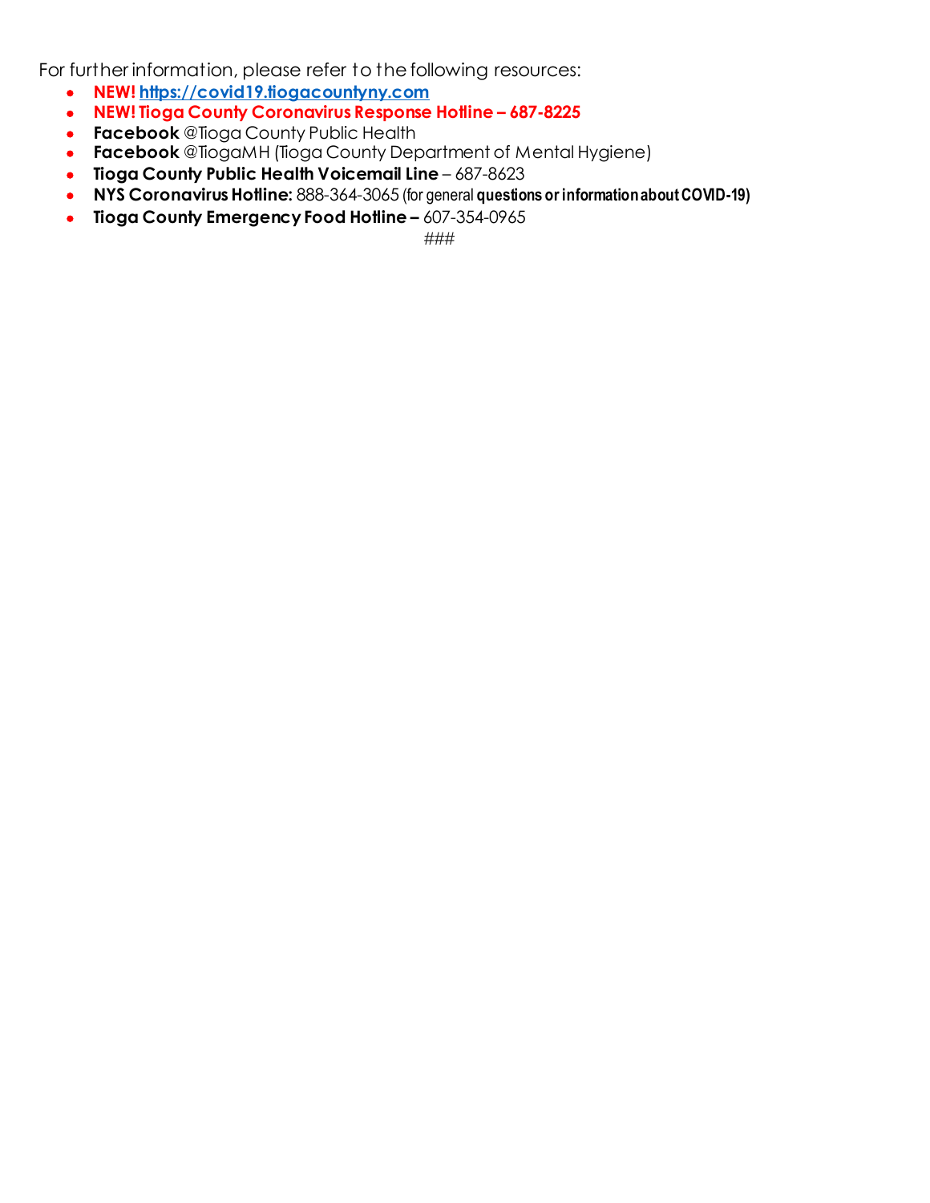For further information, please refer to the following resources:

- **NEW! [https://covid19.tiogacountyny.com](https://covid19.tiogacountyny.com)**
- **NEW! Tioga County Coronavirus Response Hotline – 687-8225**
- **Facebook** @Tioga County Public Health
- **Facebook** @TiogaMH (Tioga County Department of Mental Hygiene)
- **Tioga County Public Health Voicemail Line** – 687-8623
- **NYS Coronavirus Hotline:** 888-364-3065 (for general **questions or information about COVID-19)**
- **Tioga County Emergency Food Hotline –** 607-354-0965

###